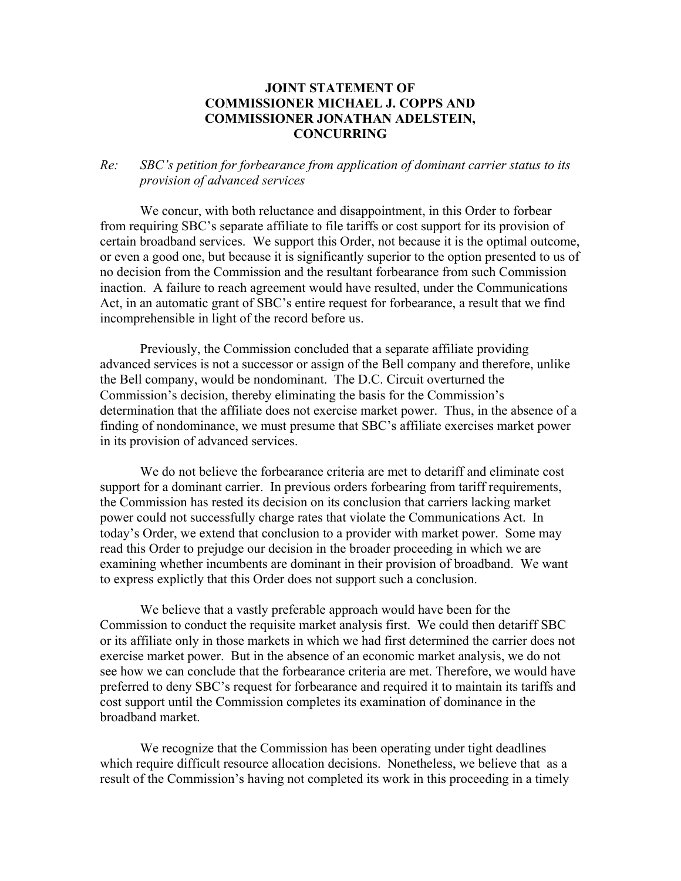# JOINT STATEMENT OF COMMISSIONER MICHAEL J. COPPS AND COMMISSIONER JONATHAN ADELSTEIN, CONCURRING

*Re: SBC's petition for forbearance from application of dominant carrier status to its provision of advanced services*

We concur, with both reluctance and disappointment, in this Order to forbear from requiring SBC's separate affiliate to file tariffs or cost support for its provision of certain broadband services. We support this Order, not because it is the optimal outcome, or even a good one, but because it is significantly superior to the option presented to us of no decision from the Commission and the resultant forbearance from such Commission inaction. A failure to reach agreement would have resulted, under the Communications Act, in an automatic grant of SBC's entire request for forbearance, a result that we find incomprehensible in light of the record before us.

Previously, the Commission concluded that a separate affiliate providing advanced services is not a successor or assign of the Bell company and therefore, unlike the Bell company, would be nondominant. The D.C. Circuit overturned the Commission's decision, thereby eliminating the basis for the Commission's determination that the affiliate does not exercise market power. Thus, in the absence of a finding of nondominance, we must presume that SBC's affiliate exercises market power in its provision of advanced services.

We do not believe the forbearance criteria are met to detariff and eliminate cost support for a dominant carrier. In previous orders forbearing from tariff requirements, the Commission has rested its decision on its conclusion that carriers lacking market power could not successfully charge rates that violate the Communications Act. In today's Order, we extend that conclusion to a provider with market power. Some may read this Order to prejudge our decision in the broader proceeding in which we are examining whether incumbents are dominant in their provision of broadband. We want to express explictly that this Order does not support such a conclusion.

We believe that a vastly preferable approach would have been for the Commission to conduct the requisite market analysis first. We could then detariff SBC or its affiliate only in those markets in which we had first determined the carrier does not exercise market power. But in the absence of an economic market analysis, we do not see how we can conclude that the forbearance criteria are met. Therefore, we would have preferred to deny SBC's request for forbearance and required it to maintain its tariffs and cost support until the Commission completes its examination of dominance in the broadband market.

We recognize that the Commission has been operating under tight deadlines which require difficult resource allocation decisions. Nonetheless, we believe that as a result of the Commission's having not completed its work in this proceeding in a timely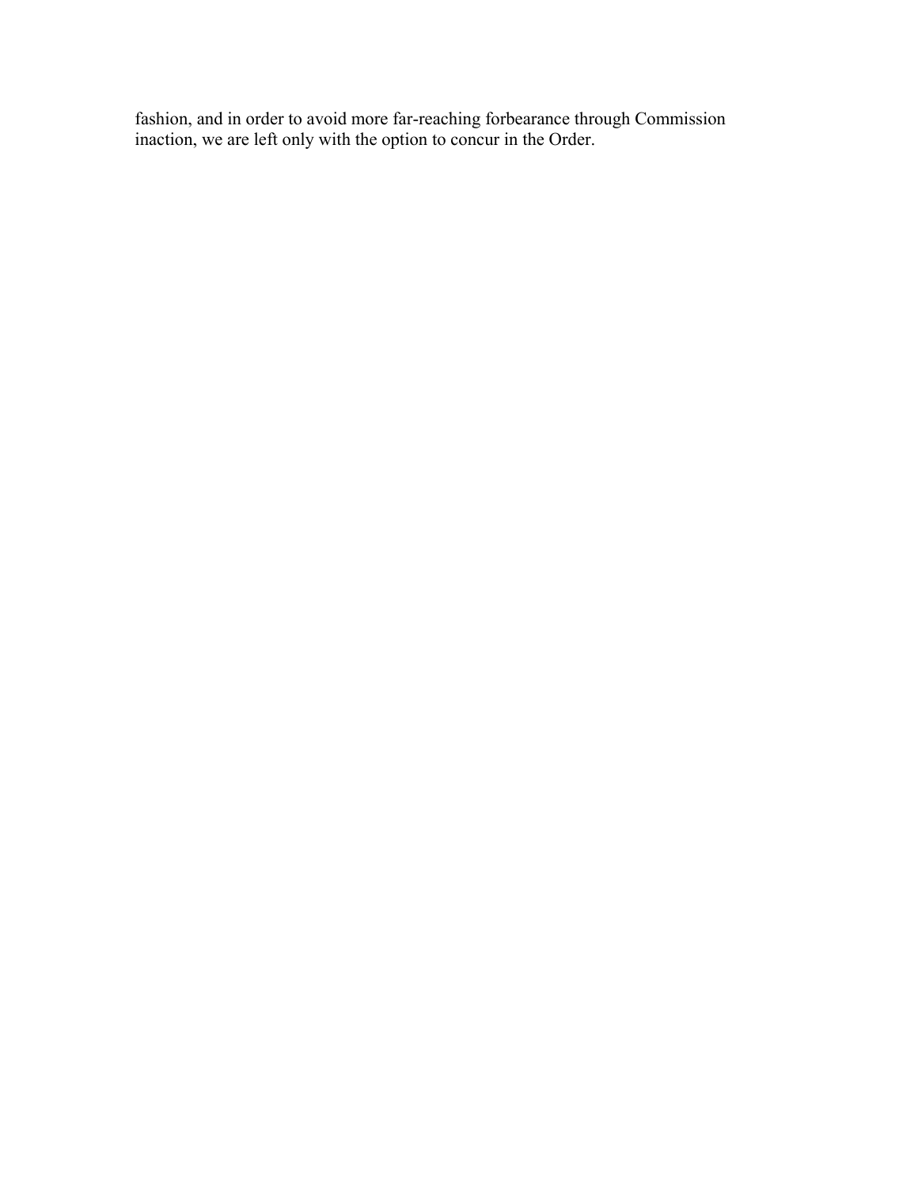fashion, and in order to avoid more far-reaching forbearance through Commission inaction, we are left only with the option to concur in the Order.